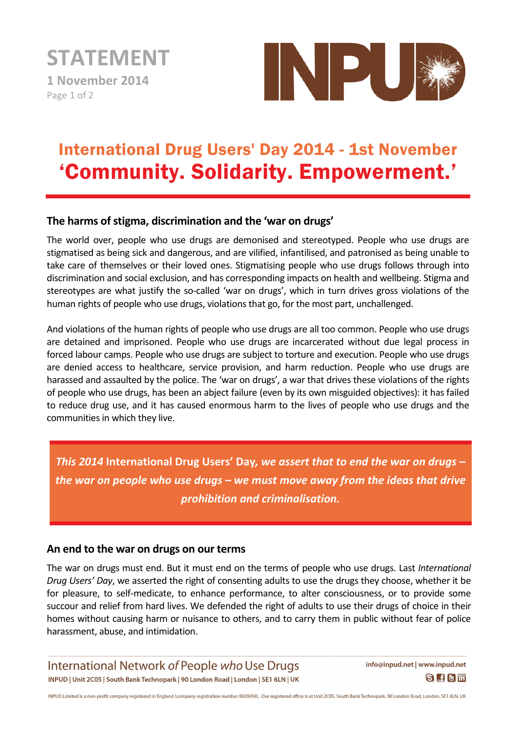**STATEMENT**

**1 November 2014**

# International Drug Users' Day 2014 - 1st November
# 'Community. Solidarity. Empowerment.'

## The harms of stigma, discrimination and the 'war on drugs'

The world over, people who use drugs are demonised and stereotyped. People who use drugs are stigmatised as being sick and dangerous, and are vilified, infantilised, and patronised as being unable to take care of themselves or their loved ones. Stigmatising people who use drugs follows through into discrimination and social exclusion, and has corresponding impacts on health and wellbeing. Stigma and stereotypes are what justify the so-called 'war on drugs', which in turn drives gross violations of the human rights of people who use drugs, violations that go, for the most part, unchallenged.

And violations of the human rights of people who use drugs are all too common. People who use drugs are detained and imprisoned. People who use drugs are incarcerated without due legal process in forced labour camps. People who use drugs are subject to torture and execution. People who use drugs are denied access to healthcare, service provision, and harm reduction. People who use drugs are harassed and assaulted by the police. The 'war on drugs', a war that drives these violations of the rights of people who use drugs, has been an abject failure (even by its own misguided objectives): it has failed to reduce drug use, and it has caused enormous harm to the lives of people who use drugs and the communities in which they live.

> ***This 2014* International Drug Users' Day, *we assert that to end the war on drugs – the war on people who use drugs – we must move away from the ideas that drive prohibition and criminalisation.***

## An end to the war on drugs on our terms

The war on drugs must end. But it must end on the terms of people who use drugs. Last *International Drug Users' Day*, we asserted the right of consenting adults to use the drugs they choose, whether it be for pleasure, to self-medicate, to enhance performance, to alter consciousness, or to provide some succour and relief from hard lives. We defended the right of adults to use their drugs of choice in their homes without causing harm or nuisance to others, and to carry them in public without fear of police harassment, abuse, and intimidation.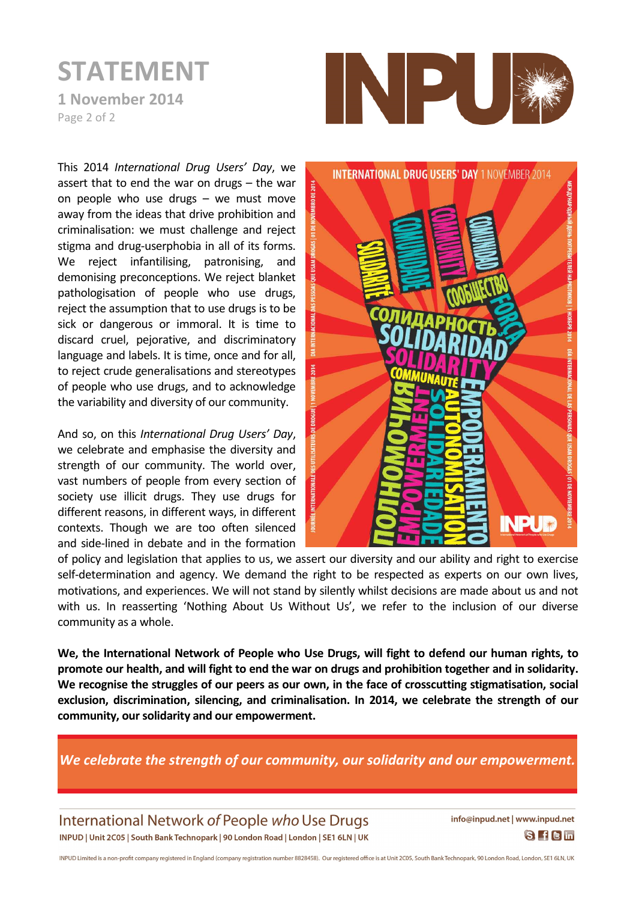This 2014 *International Drug Users' Day*, we assert that to end the war on drugs – the war on people who use drugs – we must move away from the ideas that drive prohibition and criminalisation: we must challenge and reject stigma and drug-userphobia in all of its forms. We reject infantilising, patronising, and demonising preconceptions. We reject blanket pathologisation of people who use drugs, reject the assumption that to use drugs is to be sick or dangerous or immoral. It is time to discard cruel, pejorative, and discriminatory language and labels. It is time, once and for all, to reject crude generalisations and stereotypes of people who use drugs, and to acknowledge the variability and diversity of our community.

And so, on this *International Drug Users' Day*, we celebrate and emphasise the diversity and strength of our community. The world over, vast numbers of people from every section of society use illicit drugs. They use drugs for different reasons, in different ways, in different contexts. Though we are too often silenced and side-lined in debate and in the formation of policy and legislation that applies to us, we assert our diversity and our ability and right to exercise self-determination and agency. We demand the right to be respected as experts on our own lives, motivations, and experiences. We will not stand by silently whilst decisions are made about us and not with us. In reasserting 'Nothing About Us Without Us', we refer to the inclusion of our diverse community as a whole.

**We, the International Network of People who Use Drugs, will fight to defend our human rights, to promote our health, and will fight to end the war on drugs and prohibition together and in solidarity. We recognise the struggles of our peers as our own, in the face of crosscutting stigmatisation, social exclusion, discrimination, silencing, and criminalisation. In 2014, we celebrate the strength of our community, our solidarity and our empowerment.**

***We celebrate the strength of our community, our solidarity and our empowerment.***

International Network *of* People *who* Use Drugs

INPUD | Unit 2C05 | South Bank Technopark | 90 London Road | London | SE1 6LN | UK

info@inpud.net | www.inpud.net

INPUD Limited is a non-profit company registered in England (company registration number 8828458). Our registered office is at Unit 2C05, South Bank Technopark, 90 London Road, London, SE1 6LN, UK